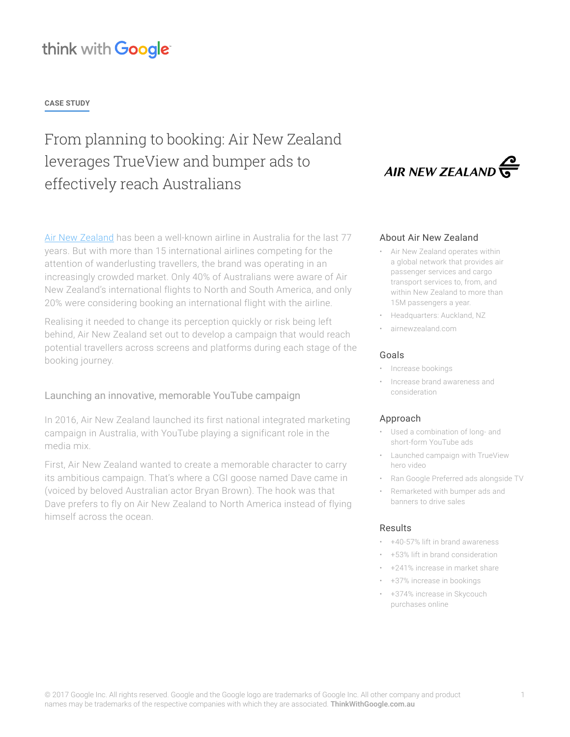think with Google

**CASE STUDY**

# From planning to booking: Air New Zealand leverages TrueView and bumper ads to effectively reach Australians

AIR NEW ZEALAND

Air New Zealand has been a well-known airline in Australia for the last 77 years. But with more than 15 international airlines competing for the attention of wanderlusting travellers, the brand was operating in an increasingly crowded market. Only 40% of Australians were aware of Air New Zealand's international flights to North and South America, and only 20% were considering booking an international flight with the airline.

Realising it needed to change its perception quickly or risk being left behind, Air New Zealand set out to develop a campaign that would reach potential travellers across screens and platforms during each stage of the booking journey.

## Launching an innovative, memorable YouTube campaign

In 2016, Air New Zealand launched its first national integrated marketing campaign in Australia, with YouTube playing a significant role in the media mix.

First, Air New Zealand wanted to create a memorable character to carry its ambitious campaign. That's where a CGI goose named Dave came in (voiced by beloved Australian actor Bryan Brown). The hook was that Dave prefers to fly on Air New Zealand to North America instead of flying himself across the ocean.

### About Air New Zealand

- Air New Zealand operates within a global network that provides air passenger services and cargo transport services to, from, and within New Zealand to more than 15M passengers a year.
- Headquarters: Auckland, NZ
- airnewzealand.com

### Goals

- Increase bookings
- Increase brand awareness and consideration

### Approach

- Used a combination of long- and short-form YouTube ads
- Launched campaign with TrueView hero video
- Ran Google Preferred ads alongside TV
- Remarketed with bumper ads and banners to drive sales

### Results

- +40-57% lift in brand awareness
- +53% lift in brand consideration
- +241% increase in market share
- +37% increase in bookings
- +374% increase in Skycouch purchases online

© 2017 Google Inc. All rights reserved. Google and the Google logo are trademarks of Google Inc. All other company and product names may be trademarks of the respective companies with which they are associated. **ThinkWithGoogle.com.au**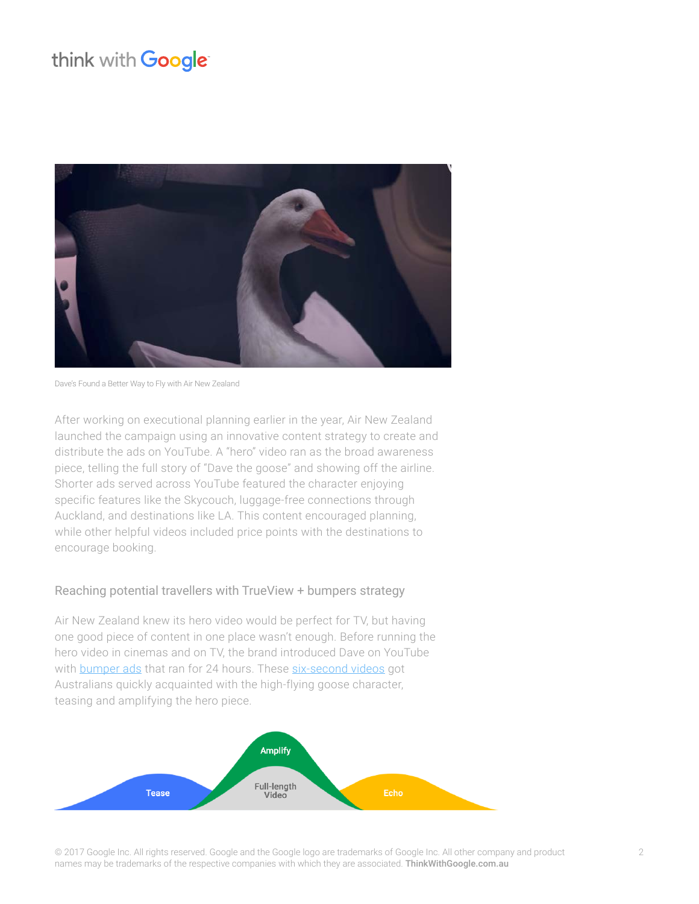Dave's Found a Better Way to Fly with Air New Zealand

After working on executional planning earlier in the year, Air New Zealand launched the campaign using an innovative content strategy to create and distribute the ads on YouTube. A "hero" video ran as the broad awareness piece, telling the full story of "Dave the goose" and showing off the airline. Shorter ads served across YouTube featured the character enjoying specific features like the Skycouch, luggage-free connections through Auckland, and destinations like LA. This content encouraged planning, while other helpful videos included price points with the destinations to encourage booking.

## Reaching potential travellers with TrueView + bumpers strategy

Air New Zealand knew its hero video would be perfect for TV, but having one good piece of content in one place wasn't enough. Before running the hero video in cinemas and on TV, the brand introduced Dave on YouTube with [bumper ads]() that ran for 24 hours. These [six-second videos]() got Australians quickly acquainted with the high-flying goose character, teasing and amplifying the hero piece.

Tease | Amplify | Full-length Video | Echo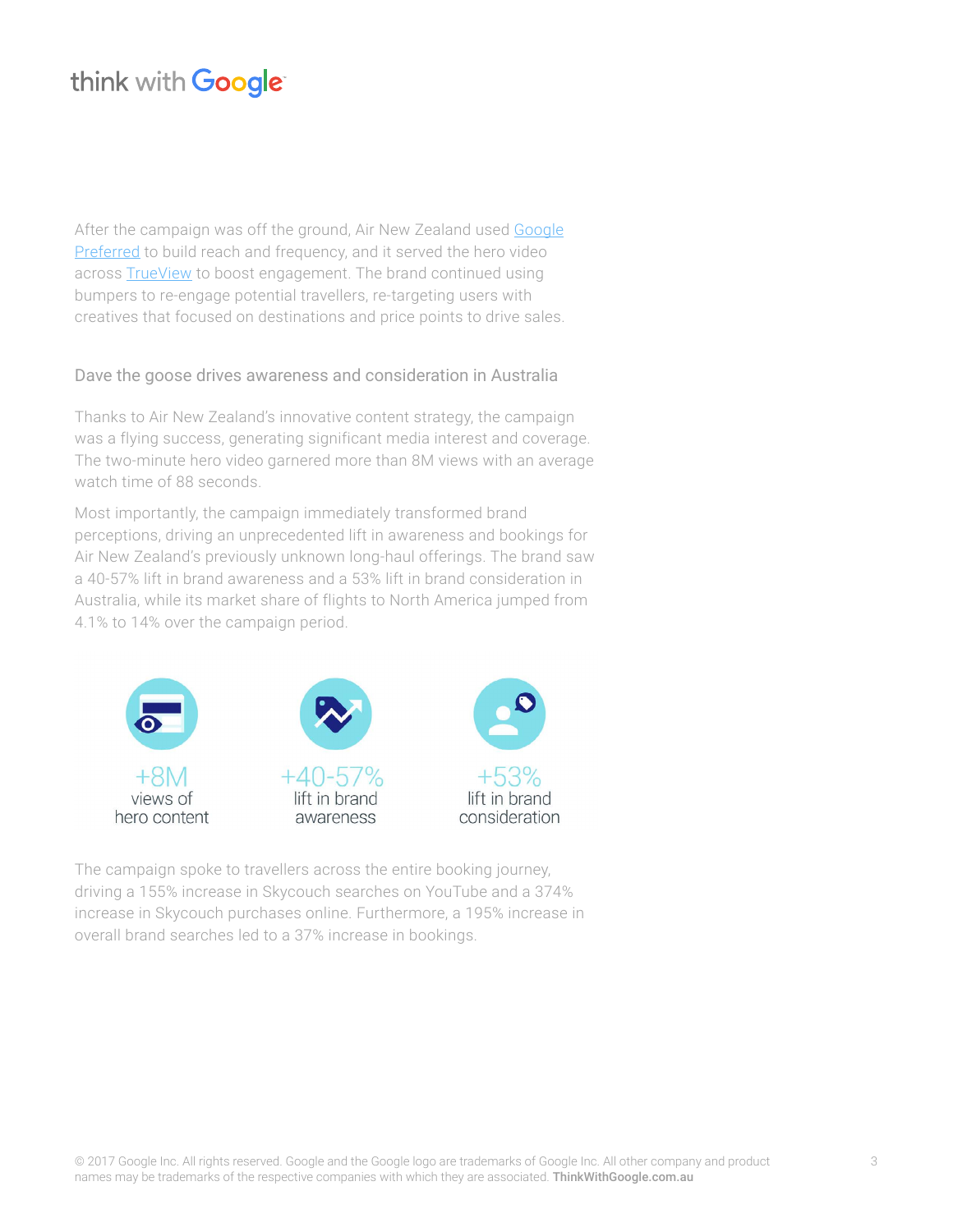After the campaign was off the ground, Air New Zealand used [Google Preferred] to build reach and frequency, and it served the hero video across [TrueView] to boost engagement. The brand continued using bumpers to re-engage potential travellers, re-targeting users with creatives that focused on destinations and price points to drive sales.

## Dave the goose drives awareness and consideration in Australia

Thanks to Air New Zealand's innovative content strategy, the campaign was a flying success, generating significant media interest and coverage. The two-minute hero video garnered more than 8M views with an average watch time of 88 seconds.

Most importantly, the campaign immediately transformed brand perceptions, driving an unprecedented lift in awareness and bookings for Air New Zealand's previously unknown long-haul offerings. The brand saw a 40-57% lift in brand awareness and a 53% lift in brand consideration in Australia, while its market share of flights to North America jumped from 4.1% to 14% over the campaign period.

+8M
views of hero content

+40-57%
lift in brand awareness

+53%
lift in brand consideration

The campaign spoke to travellers across the entire booking journey, driving a 155% increase in Skycouch searches on YouTube and a 374% increase in Skycouch purchases online. Furthermore, a 195% increase in overall brand searches led to a 37% increase in bookings.

© 2017 Google Inc. All rights reserved. Google and the Google logo are trademarks of Google Inc. All other company and product names may be trademarks of the respective companies with which they are associated. **ThinkWithGoogle.com.au**